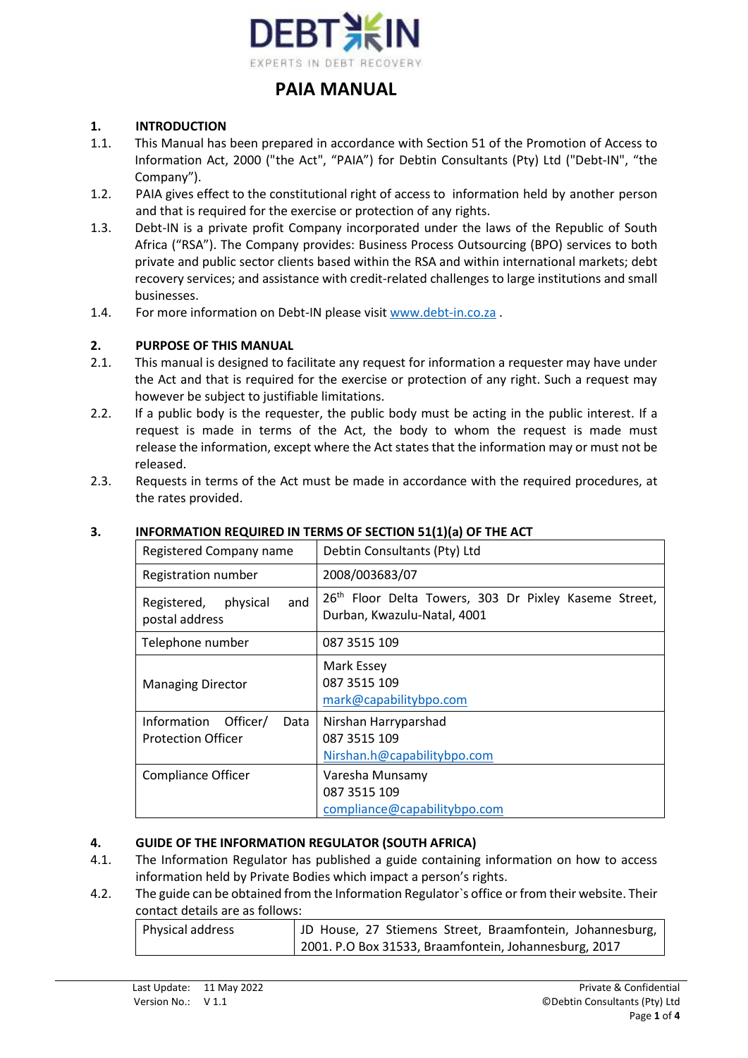DEBT IN

EXPERTS IN DEBT RECOVERY

# PAIA MANUAL

## 1. INTRODUCTION

1.1. This Manual has been prepared in accordance with Section 51 of the Promotion of Access to Information Act, 2000 ("the Act", "PAIA") for Debtin Consultants (Pty) Ltd ("Debt-IN", "the Company").

1.2. PAIA gives effect to the constitutional right of access to information held by another person and that is required for the exercise or protection of any rights.

1.3. Debt-IN is a private profit Company incorporated under the laws of the Republic of South Africa ("RSA"). The Company provides: Business Process Outsourcing (BPO) services to both private and public sector clients based within the RSA and within international markets; debt recovery services; and assistance with credit-related challenges to large institutions and small businesses.

1.4. For more information on Debt-IN please visit [www.debt-in.co.za](www.debt-in.co.za) .

## 2. PURPOSE OF THIS MANUAL

2.1. This manual is designed to facilitate any request for information a requester may have under the Act and that is required for the exercise or protection of any right. Such a request may however be subject to justifiable limitations.

2.2. If a public body is the requester, the public body must be acting in the public interest. If a request is made in terms of the Act, the body to whom the request is made must release the information, except where the Act states that the information may or must not be released.

2.3. Requests in terms of the Act must be made in accordance with the required procedures, at the rates provided.

## 3. INFORMATION REQUIRED IN TERMS OF SECTION 51(1)(a) OF THE ACT

| | |
|---|---|
| Registered Company name | Debtin Consultants (Pty) Ltd |
| Registration number | 2008/003683/07 |
| Registered, physical and postal address | 26th Floor Delta Towers, 303 Dr Pixley Kaseme Street, Durban, Kwazulu-Natal, 4001 |
| Telephone number | 087 3515 109 |
| Managing Director | Mark Essey<br>087 3515 109<br>mark@capabilitybpo.com |
| Information Officer/ Data Protection Officer | Nirshan Harryparshad<br>087 3515 109<br>Nirshan.h@capabilitybpo.com |
| Compliance Officer | Varesha Munsamy<br>087 3515 109<br>compliance@capabilitybpo.com |

## 4. GUIDE OF THE INFORMATION REGULATOR (SOUTH AFRICA)

4.1. The Information Regulator has published a guide containing information on how to access information held by Private Bodies which impact a person's rights.

4.2. The guide can be obtained from the Information Regulator`s office or from their website. Their contact details are as follows:

| | |
|---|---|
| Physical address | JD House, 27 Stiemens Street, Braamfontein, Johannesburg, 2001. P.O Box 31533, Braamfontein, Johannesburg, 2017 |

Last Update: 11 May 2022
Version No.: V 1.1

Private & Confidential
©Debtin Consultants (Pty) Ltd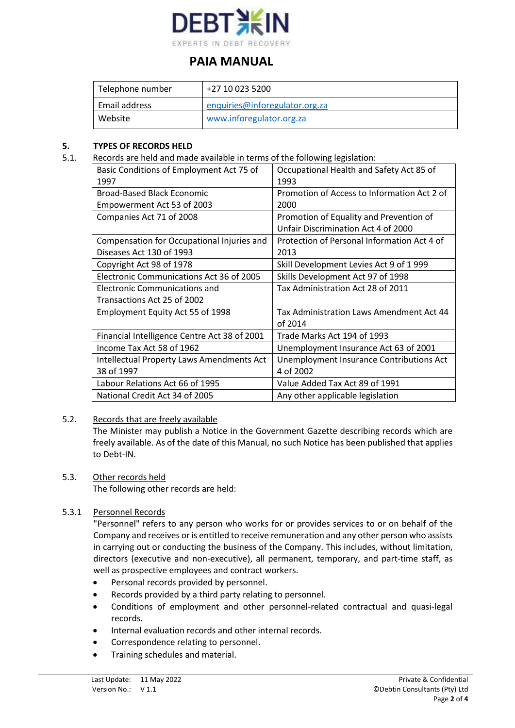| Telephone number | +27 10 023 5200 |
|---|---|
| Email address | enquiries@inforegulator.org.za |
| Website | www.inforegulator.org.za |

## 5. TYPES OF RECORDS HELD

5.1. Records are held and made available in terms of the following legislation:

| | |
|---|---|
| Basic Conditions of Employment Act 75 of 1997 | Occupational Health and Safety Act 85 of 1993 |
| Broad-Based Black Economic Empowerment Act 53 of 2003 | Promotion of Access to Information Act 2 of 2000 |
| Companies Act 71 of 2008 | Promotion of Equality and Prevention of Unfair Discrimination Act 4 of 2000 |
| Compensation for Occupational Injuries and Diseases Act 130 of 1993 | Protection of Personal Information Act 4 of 2013 |
| Copyright Act 98 of 1978 | Skill Development Levies Act 9 of 1 999 |
| Electronic Communications Act 36 of 2005 | Skills Development Act 97 of 1998 |
| Electronic Communications and Transactions Act 25 of 2002 | Tax Administration Act 28 of 2011 |
| Employment Equity Act 55 of 1998 | Tax Administration Laws Amendment Act 44 of 2014 |
| Financial Intelligence Centre Act 38 of 2001 | Trade Marks Act 194 of 1993 |
| Income Tax Act 58 of 1962 | Unemployment Insurance Act 63 of 2001 |
| Intellectual Property Laws Amendments Act 38 of 1997 | Unemployment Insurance Contributions Act 4 of 2002 |
| Labour Relations Act 66 of 1995 | Value Added Tax Act 89 of 1991 |
| National Credit Act 34 of 2005 | Any other applicable legislation |

5.2. Records that are freely available

The Minister may publish a Notice in the Government Gazette describing records which are freely available. As of the date of this Manual, no such Notice has been published that applies to Debt-IN.

5.3. Other records held

The following other records are held:

5.3.1 Personnel Records

"Personnel" refers to any person who works for or provides services to or on behalf of the Company and receives or is entitled to receive remuneration and any other person who assists in carrying out or conducting the business of the Company. This includes, without limitation, directors (executive and non-executive), all permanent, temporary, and part-time staff, as well as prospective employees and contract workers.

- Personal records provided by personnel.
- Records provided by a third party relating to personnel.
- Conditions of employment and other personnel-related contractual and quasi-legal records.
- Internal evaluation records and other internal records.
- Correspondence relating to personnel.
- Training schedules and material.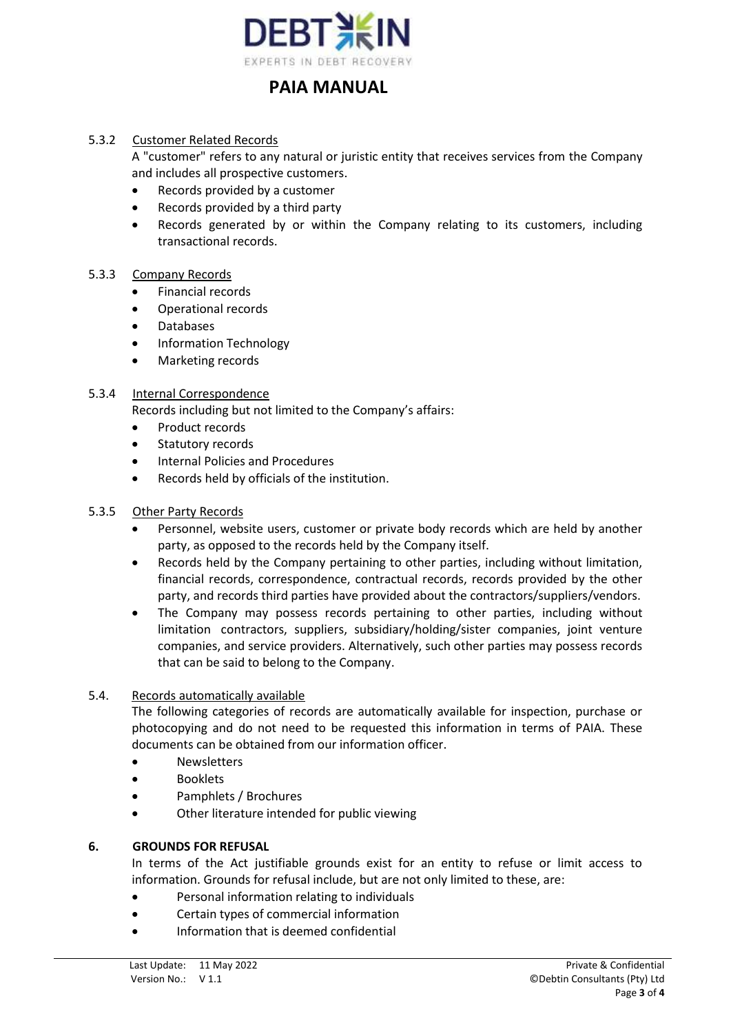### 5.3.2 Customer Related Records

A "customer" refers to any natural or juristic entity that receives services from the Company and includes all prospective customers.

- Records provided by a customer
- Records provided by a third party
- Records generated by or within the Company relating to its customers, including transactional records.

### 5.3.3 Company Records

- Financial records
- Operational records
- Databases
- Information Technology
- Marketing records

### 5.3.4 Internal Correspondence

Records including but not limited to the Company's affairs:

- Product records
- Statutory records
- Internal Policies and Procedures
- Records held by officials of the institution.

### 5.3.5 Other Party Records

- Personnel, website users, customer or private body records which are held by another party, as opposed to the records held by the Company itself.
- Records held by the Company pertaining to other parties, including without limitation, financial records, correspondence, contractual records, records provided by the other party, and records third parties have provided about the contractors/suppliers/vendors.
- The Company may possess records pertaining to other parties, including without limitation contractors, suppliers, subsidiary/holding/sister companies, joint venture companies, and service providers. Alternatively, such other parties may possess records that can be said to belong to the Company.

### 5.4. Records automatically available

The following categories of records are automatically available for inspection, purchase or photocopying and do not need to be requested this information in terms of PAIA. These documents can be obtained from our information officer.

- Newsletters
- Booklets
- Pamphlets / Brochures
- Other literature intended for public viewing

## 6. GROUNDS FOR REFUSAL

In terms of the Act justifiable grounds exist for an entity to refuse or limit access to information. Grounds for refusal include, but are not only limited to these, are:

- Personal information relating to individuals
- Certain types of commercial information
- Information that is deemed confidential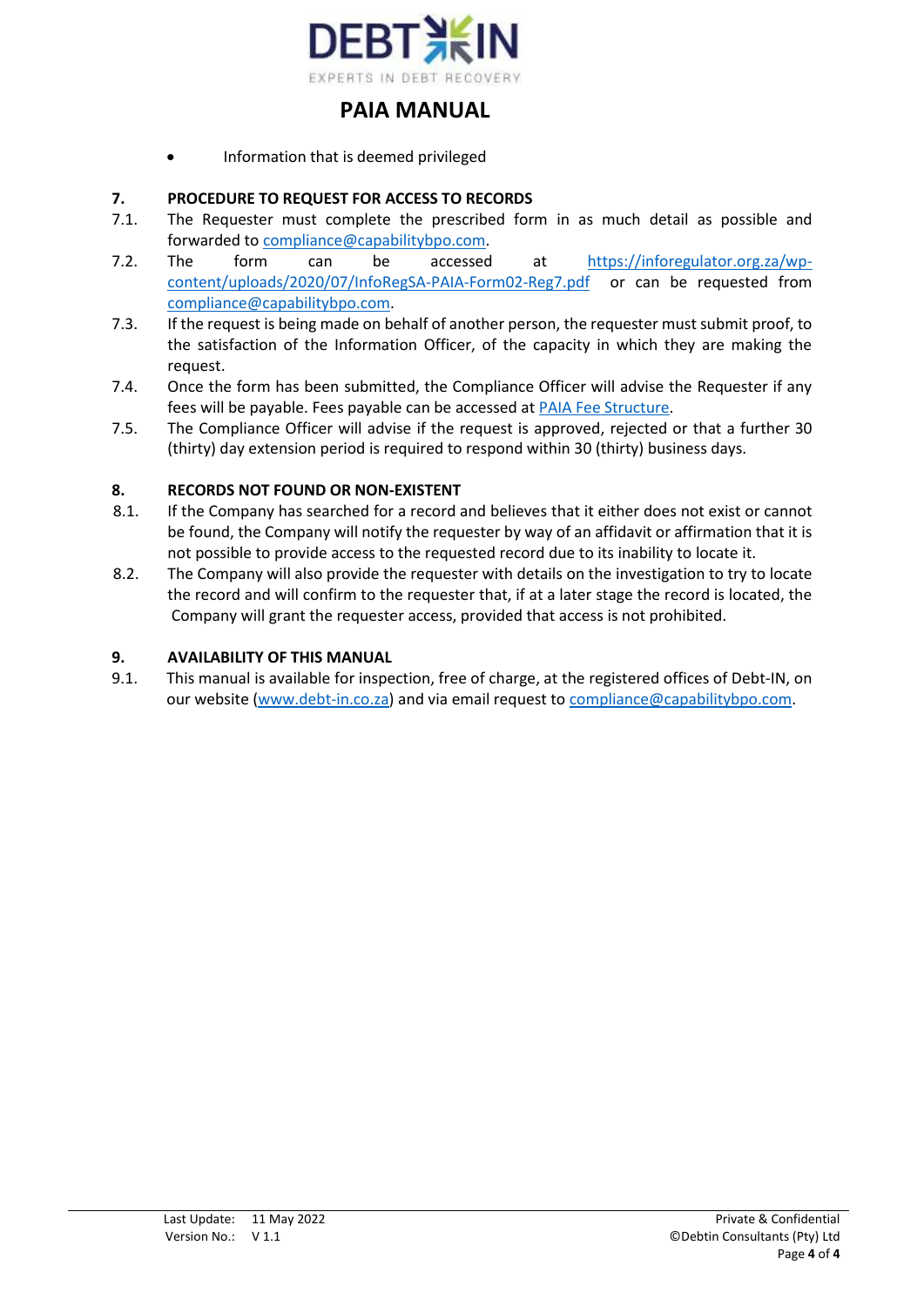- Information that is deemed privileged

## 7. PROCEDURE TO REQUEST FOR ACCESS TO RECORDS

7.1. The Requester must complete the prescribed form in as much detail as possible and forwarded to compliance@capabilitybpo.com.

7.2. The form can be accessed at https://inforegulator.org.za/wp-content/uploads/2020/07/InfoRegSA-PAIA-Form02-Reg7.pdf or can be requested from compliance@capabilitybpo.com.

7.3. If the request is being made on behalf of another person, the requester must submit proof, to the satisfaction of the Information Officer, of the capacity in which they are making the request.

7.4. Once the form has been submitted, the Compliance Officer will advise the Requester if any fees will be payable. Fees payable can be accessed at PAIA Fee Structure.

7.5. The Compliance Officer will advise if the request is approved, rejected or that a further 30 (thirty) day extension period is required to respond within 30 (thirty) business days.

## 8. RECORDS NOT FOUND OR NON-EXISTENT

8.1. If the Company has searched for a record and believes that it either does not exist or cannot be found, the Company will notify the requester by way of an affidavit or affirmation that it is not possible to provide access to the requested record due to its inability to locate it.

8.2. The Company will also provide the requester with details on the investigation to try to locate the record and will confirm to the requester that, if at a later stage the record is located, the Company will grant the requester access, provided that access is not prohibited.

## 9. AVAILABILITY OF THIS MANUAL

9.1. This manual is available for inspection, free of charge, at the registered offices of Debt-IN, on our website (www.debt-in.co.za) and via email request to compliance@capabilitybpo.com.